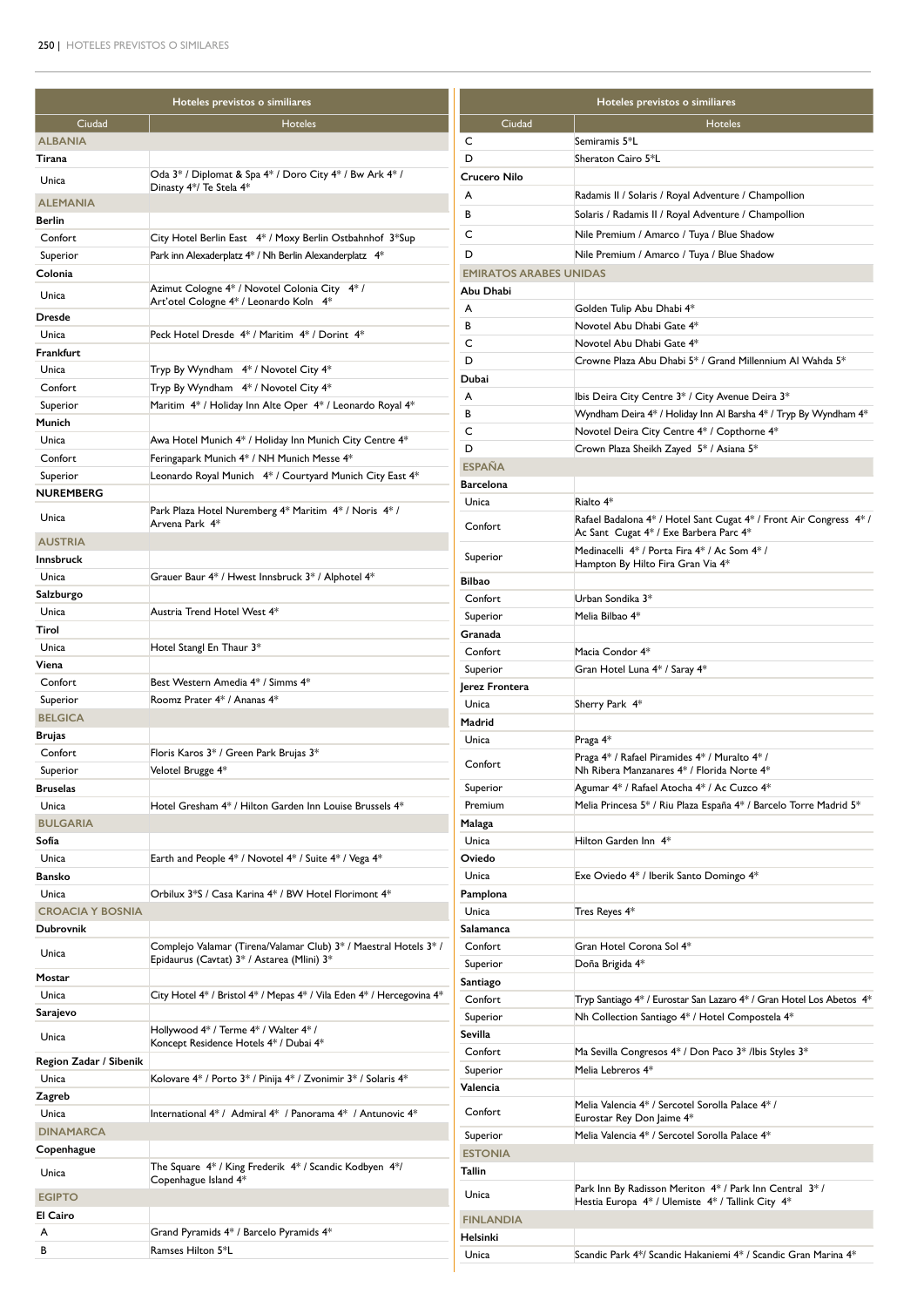| Hoteles previstos o similiares | |
|---|---|
| Ciudad | Hoteles |
| **ALBANIA** | |
| **Tirana** | |
| Unica | Oda 3* / Diplomat & Spa 4* / Doro City 4* / Bw Ark 4* / Dinasty 4*/ Te Stela 4* |
| **ALEMANIA** | |
| **Berlin** | |
| Confort | City Hotel Berlin East 4* / Moxy Berlin Ostbahnhof 3*Sup |
| Superior | Park inn Alexaderplatz 4* / Nh Berlin Alexanderplatz 4* |
| **Colonia** | |
| Unica | Azimut Cologne 4* / Novotel Colonia City 4* / Art'otel Cologne 4* / Leonardo Koln 4* |
| **Dresde** | |
| Unica | Peck Hotel Dresde 4* / Maritim 4* / Dorint 4* |
| **Frankfurt** | |
| Unica | Tryp By Wyndham 4* / Novotel City 4* |
| Confort | Tryp By Wyndham 4* / Novotel City 4* |
| Superior | Maritim 4* / Holiday Inn Alte Oper 4* / Leonardo Royal 4* |
| **Munich** | |
| Unica | Awa Hotel Munich 4* / Holiday Inn Munich City Centre 4* |
| Confort | Feringapark Munich 4* / NH Munich Messe 4* |
| Superior | Leonardo Royal Munich 4* / Courtyard Munich City East 4* |
| **NUREMBERG** | |
| Unica | Park Plaza Hotel Nuremberg 4* Maritim 4* / Noris 4* / Arvena Park 4* |
| **AUSTRIA** | |
| **Innsbruck** | |
| Unica | Grauer Baur 4* / Hwest Innsbruck 3* / Alphotel 4* |
| **Salzburgo** | |
| Unica | Austria Trend Hotel West 4* |
| **Tirol** | |
| Unica | Hotel Stangl En Thaur 3* |
| **Viena** | |
| Confort | Best Western Amedia 4* / Simms 4* |
| Superior | Roomz Prater 4* / Ananas 4* |
| **BELGICA** | |
| **Brujas** | |
| Confort | Floris Karos 3* / Green Park Brujas 3* |
| Superior | Velotel Brugge 4* |
| **Bruselas** | |
| Unica | Hotel Gresham 4* / Hilton Garden Inn Louise Brussels 4* |
| **BULGARIA** | |
| **Sofia** | |
| Unica | Earth and People 4* / Novotel 4* / Suite 4* / Vega 4* |
| **Bansko** | |
| Unica | Orbilux 3*S / Casa Karina 4* / BW Hotel Florimont 4* |
| **CROACIA Y BOSNIA** | |
| **Dubrovnik** | |
| Unica | Complejo Valamar (Tirena/Valamar Club) 3* / Maestral Hotels 3* / Epidaurus (Cavtat) 3* / Astarea (Mlini) 3* |
| **Mostar** | |
| Unica | City Hotel 4* / Bristol 4* / Mepas 4* / Vila Eden 4* / Hercegovina 4* |
| **Sarajevo** | |
| Unica | Hollywood 4* / Terme 4* / Walter 4* / Koncept Residence Hotels 4* / Dubai 4* |
| **Region Zadar / Sibenik** | |
| Unica | Kolovare 4* / Porto 3* / Pinija 4* / Zvonimir 3* / Solaris 4* |
| **Zagreb** | |
| Unica | International 4* / Admiral 4* / Panorama 4* / Antunovic 4* |
| **DINAMARCA** | |
| **Copenhague** | |
| Unica | The Square 4* / King Frederik 4* / Scandic Kodbyen 4*/ Copenhague Island 4* |
| **EGIPTO** | |
| **El Cairo** | |
| A | Grand Pyramids 4* / Barcelo Pyramids 4* |
| B | Ramses Hilton 5*L |
| C | Semiramis 5*L |
| D | Sheraton Cairo 5*L |
| **Crucero Nilo** | |
| A | Radamis II / Solaris / Royal Adventure / Champollion |
| B | Solaris / Radamis II / Royal Adventure / Champollion |
| C | Nile Premium / Amarco / Tuya / Blue Shadow |
| D | Nile Premium / Amarco / Tuya / Blue Shadow |
| **EMIRATOS ARABES UNIDAS** | |
| **Abu Dhabi** | |
| A | Golden Tulip Abu Dhabi 4* |
| B | Novotel Abu Dhabi Gate 4* |
| C | Novotel Abu Dhabi Gate 4* |
| D | Crowne Plaza Abu Dhabi 5* / Grand Millennium Al Wahda 5* |
| **Dubai** | |
| A | Ibis Deira City Centre 3* / City Avenue Deira 3* |
| B | Wyndham Deira 4* / Holiday Inn Al Barsha 4* / Tryp By Wyndham 4* |
| C | Novotel Deira City Centre 4* / Copthorne 4* |
| D | Crown Plaza Sheikh Zayed 5* / Asiana 5* |
| **ESPAÑA** | |
| **Barcelona** | |
| Unica | Rialto 4* |
| Confort | Rafael Badalona 4* / Hotel Sant Cugat 4* / Front Air Congress 4* / Ac Sant Cugat 4* / Exe Barbera Parc 4* |
| Superior | Medinacelli 4* / Porta Fira 4* / Ac Som 4* / Hampton By Hilto Fira Gran Via 4* |
| **Bilbao** | |
| Confort | Urban Sondika 3* |
| Superior | Melia Bilbao 4* |
| **Granada** | |
| Confort | Macia Condor 4* |
| Superior | Gran Hotel Luna 4* / Saray 4* |
| **Jerez Frontera** | |
| Unica | Sherry Park 4* |
| **Madrid** | |
| Unica | Praga 4* |
| Confort | Praga 4* / Rafael Piramides 4* / Muralto 4* / Nh Ribera Manzanares 4* / Florida Norte 4* |
| Superior | Agumar 4* / Rafael Atocha 4* / Ac Cuzco 4* |
| Premium | Melia Princesa 5* / Riu Plaza España 4* / Barcelo Torre Madrid 5* |
| **Malaga** | |
| Unica | Hilton Garden Inn 4* |
| **Oviedo** | |
| Unica | Exe Oviedo 4* / Iberik Santo Domingo 4* |
| **Pamplona** | |
| Unica | Tres Reyes 4* |
| **Salamanca** | |
| Confort | Gran Hotel Corona Sol 4* |
| Superior | Doña Brigida 4* |
| **Santiago** | |
| Confort | Tryp Santiago 4* / Eurostar San Lazaro 4* / Gran Hotel Los Abetos 4* |
| Superior | Nh Collection Santiago 4* / Hotel Compostela 4* |
| **Sevilla** | |
| Confort | Ma Sevilla Congresos 4* / Don Paco 3* /Ibis Styles 3* |
| Superior | Melia Lebreros 4* |
| **Valencia** | |
| Confort | Melia Valencia 4* / Sercotel Sorolla Palace 4* / Eurostar Rey Don Jaime 4* |
| Superior | Melia Valencia 4* / Sercotel Sorolla Palace 4* |
| **ESTONIA** | |
| **Tallin** | |
| Unica | Park Inn By Radisson Meriton 4* / Park Inn Central 3* / Hestia Europa 4* / Ulemiste 4* / Tallink City 4* |
| **FINLANDIA** | |
| **Helsinki** | |
| Unica | Scandic Park 4*/ Scandic Hakaniemi 4* / Scandic Gran Marina 4* |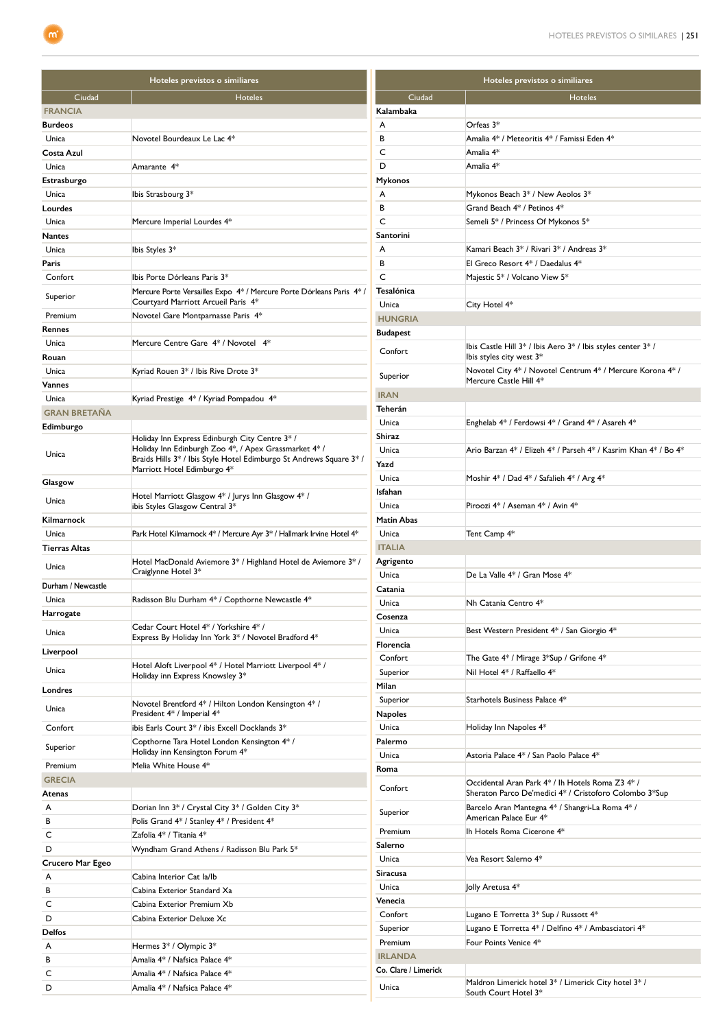| Hoteles previstos o similiares | |
|---|---|
| Ciudad | Hoteles |
| **FRANCIA** | |
| **Burdeos** | |
| Unica | Novotel Bourdeaux Le Lac 4* |
| **Costa Azul** | |
| Unica | Amarante 4* |
| **Estrasburgo** | |
| Unica | Ibis Strasbourg 3* |
| **Lourdes** | |
| Unica | Mercure Imperial Lourdes 4* |
| **Nantes** | |
| Unica | Ibis Styles 3* |
| **Paris** | |
| Confort | Ibis Porte Dórleans Paris 3* |
| Superior | Mercure Porte Versailles Expo 4* / Mercure Porte Dórleans Paris 4* / Courtyard Marriott Arcueil Paris 4* |
| Premium | Novotel Gare Montparnasse Paris 4* |
| **Rennes** | |
| Unica | Mercure Centre Gare 4* / Novotel 4* |
| **Rouan** | |
| Unica | Kyriad Rouen 3* / Ibis Rive Drote 3* |
| **Vannes** | |
| Unica | Kyriad Prestige 4* / Kyriad Pompadou 4* |
| **GRAN BRETAÑA** | |
| **Edimburgo** | |
| Unica | Holiday Inn Express Edinburgh City Centre 3* / Holiday Inn Edinburgh Zoo 4*, / Apex Grassmarket 4* / Braids Hills 3* / Ibis Style Hotel Edimburgo St Andrews Square 3* / Marriott Hotel Edimburgo 4* |
| **Glasgow** | |
| Unica | Hotel Marriott Glasgow 4* / Jurys Inn Glasgow 4* / ibis Styles Glasgow Central 3* |
| **Kilmarnock** | |
| Unica | Park Hotel Kilmarnock 4* / Mercure Ayr 3* / Hallmark Irvine Hotel 4* |
| **Tierras Altas** | |
| Unica | Hotel MacDonald Aviemore 3* / Highland Hotel de Aviemore 3* / Craiglynne Hotel 3* |
| **Durham / Newcastle** | |
| Unica | Radisson Blu Durham 4* / Copthorne Newcastle 4* |
| **Harrogate** | |
| Unica | Cedar Court Hotel 4* / Yorkshire 4* / Express By Holiday Inn York 3* / Novotel Bradford 4* |
| **Liverpool** | |
| Unica | Hotel Aloft Liverpool 4* / Hotel Marriott Liverpool 4* / Holiday inn Express Knowsley 3* |
| **Londres** | |
| Unica | Novotel Brentford 4* / Hilton London Kensington 4* / President 4* / Imperial 4* |
| Confort | ibis Earls Court 3* / ibis Excell Docklands 3* |
| Superior | Copthorne Tara Hotel London Kensington 4* / Holiday inn Kensington Forum 4* |
| Premium | Melia White House 4* |
| **GRECIA** | |
| **Atenas** | |
| A | Dorian Inn 3* / Crystal City 3* / Golden City 3* |
| B | Polis Grand 4* / Stanley 4* / President 4* |
| C | Zafolia 4* / Titania 4* |
| D | Wyndham Grand Athens / Radisson Blu Park 5* |
| **Crucero Mar Egeo** | |
| A | Cabina Interior Cat Ia/Ib |
| B | Cabina Exterior Standard Xa |
| C | Cabina Exterior Premium Xb |
| D | Cabina Exterior Deluxe Xc |
| **Delfos** | |
| A | Hermes 3* / Olympic 3* |
| B | Amalia 4* / Nafsica Palace 4* |
| C | Amalia 4* / Nafsica Palace 4* |
| D | Amalia 4* / Nafsica Palace 4* |

| Hoteles previstos o similiares | |
|---|---|
| Ciudad | Hoteles |
| **Kalambaka** | |
| A | Orfeas 3* |
| B | Amalia 4* / Meteoritis 4* / Famissi Eden 4* |
| C | Amalia 4* |
| D | Amalia 4* |
| **Mykonos** | |
| A | Mykonos Beach 3* / New Aeolos 3* |
| B | Grand Beach 4* / Petinos 4* |
| C | Semeli 5* / Princess Of Mykonos 5* |
| **Santorini** | |
| A | Kamari Beach 3* / Rivari 3* / Andreas 3* |
| B | El Greco Resort 4* / Daedalus 4* |
| C | Majestic 5* / Volcano View 5* |
| **Tesalónica** | |
| Unica | City Hotel 4* |
| **HUNGRIA** | |
| **Budapest** | |
| Confort | Ibis Castle Hill 3* / Ibis Aero 3* / Ibis styles center 3* / Ibis styles city west 3* |
| Superior | Novotel City 4* / Novotel Centrum 4* / Mercure Korona 4* / Mercure Castle Hill 4* |
| **IRAN** | |
| **Teherán** | |
| Unica | Enghelab 4* / Ferdowsi 4* / Grand 4* / Asareh 4* |
| **Shiraz** | |
| Unica | Ario Barzan 4* / Elizeh 4* / Parseh 4* / Kasrim Khan 4* / Bo 4* |
| **Yazd** | |
| Unica | Moshir 4* / Dad 4* / Safalieh 4* / Arg 4* |
| **Isfahan** | |
| Unica | Piroozi 4* / Aseman 4* / Avin 4* |
| **Matin Abas** | |
| Unica | Tent Camp 4* |
| **ITALIA** | |
| **Agrigento** | |
| Unica | De La Valle 4* / Gran Mose 4* |
| **Catania** | |
| Unica | Nh Catania Centro 4* |
| **Cosenza** | |
| Unica | Best Western President 4* / San Giorgio 4* |
| **Florencia** | |
| Confort | The Gate 4* / Mirage 3*Sup / Grifone 4* |
| Superior | Nil Hotel 4* / Raffaello 4* |
| **Milan** | |
| Superior | Starhotels Business Palace 4* |
| **Napoles** | |
| Unica | Holiday Inn Napoles 4* |
| **Palermo** | |
| Unica | Astoria Palace 4* / San Paolo Palace 4* |
| **Roma** | |
| Confort | Occidental Aran Park 4* / Ih Hotels Roma Z3 4* / Sheraton Parco De'medici 4* / Cristoforo Colombo 3*Sup |
| Superior | Barcelo Aran Mantegna 4* / Shangri-La Roma 4* / American Palace Eur 4* |
| Premium | Ih Hotels Roma Cicerone 4* |
| **Salerno** | |
| Unica | Vea Resort Salerno 4* |
| **Siracusa** | |
| Unica | Jolly Aretusa 4* |
| **Venecia** | |
| Confort | Lugano E Torretta 3* Sup / Russott 4* |
| Superior | Lugano E Torretta 4* / Delfino 4* / Ambasciatori 4* |
| Premium | Four Points Venice 4* |
| **IRLANDA** | |
| **Co. Clare / Limerick** | |
| Unica | Maldron Limerick hotel 3* / Limerick City hotel 3* / South Court Hotel 3* |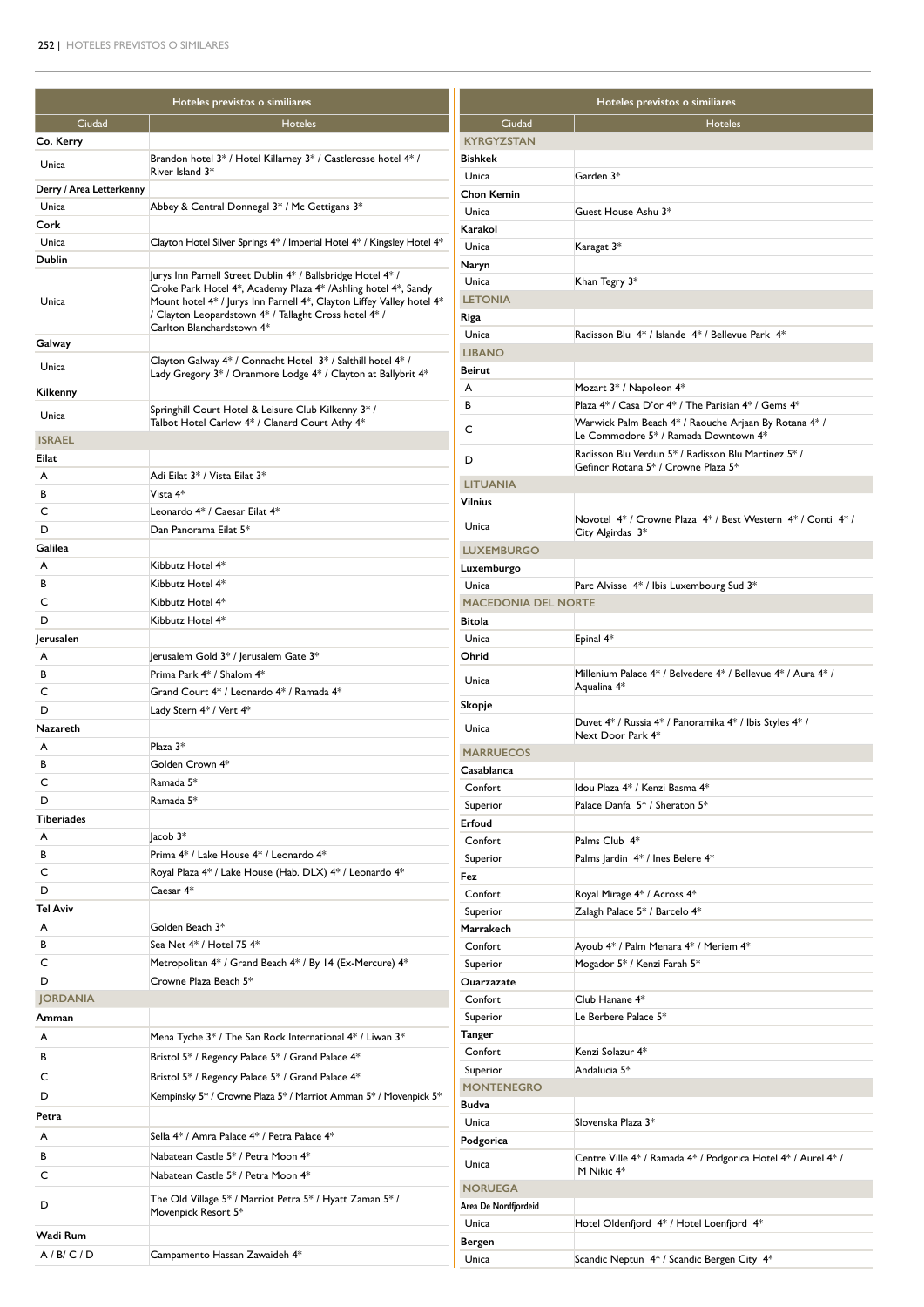| Hoteles previstos o similiares | |
|---|---|
| **Ciudad** | **Hoteles** |
| **Co. Kerry** | |
| Unica | Brandon hotel 3* / Hotel Killarney 3* / Castlerosse hotel 4* / River Island 3* |
| **Derry / Area Letterkenny** | |
| Unica | Abbey & Central Donnegal 3* / Mc Gettigans 3* |
| **Cork** | |
| Unica | Clayton Hotel Silver Springs 4* / Imperial Hotel 4* / Kingsley Hotel 4* |
| **Dublin** | |
| Unica | Jurys Inn Parnell Street Dublin 4* / Ballsbridge Hotel 4* / Croke Park Hotel 4*, Academy Plaza 4* /Ashling hotel 4*, Sandy Mount hotel 4* / Jurys Inn Parnell 4*, Clayton Liffey Valley hotel 4* / Clayton Leopardstown 4* / Tallaght Cross hotel 4* / Carlton Blanchardstown 4* |
| **Galway** | |
| Unica | Clayton Galway 4* / Connacht Hotel 3* / Salthill hotel 4* / Lady Gregory 3* / Oranmore Lodge 4* / Clayton at Ballybrit 4* |
| **Kilkenny** | |
| Unica | Springhill Court Hotel & Leisure Club Kilkenny 3* / Talbot Hotel Carlow 4* / Clanard Court Athy 4* |
| **ISRAEL** | |
| **Eilat** | |
| A | Adi Eilat 3* / Vista Eilat 3* |
| B | Vista 4* |
| C | Leonardo 4* / Caesar Eilat 4* |
| D | Dan Panorama Eilat 5* |
| **Galilea** | |
| A | Kibbutz Hotel 4* |
| B | Kibbutz Hotel 4* |
| C | Kibbutz Hotel 4* |
| D | Kibbutz Hotel 4* |
| **Jerusalen** | |
| A | Jerusalem Gold 3* / Jerusalem Gate 3* |
| B | Prima Park 4* / Shalom 4* |
| C | Grand Court 4* / Leonardo 4* / Ramada 4* |
| D | Lady Stern 4* / Vert 4* |
| **Nazareth** | |
| A | Plaza 3* |
| B | Golden Crown 4* |
| C | Ramada 5* |
| D | Ramada 5* |
| **Tiberiades** | |
| A | Jacob 3* |
| B | Prima 4* / Lake House 4* / Leonardo 4* |
| C | Royal Plaza 4* / Lake House (Hab. DLX) 4* / Leonardo 4* |
| D | Caesar 4* |
| **Tel Aviv** | |
| A | Golden Beach 3* |
| B | Sea Net 4* / Hotel 75 4* |
| C | Metropolitan 4* / Grand Beach 4* / By 14 (Ex-Mercure) 4* |
| D | Crowne Plaza Beach 5* |
| **JORDANIA** | |
| **Amman** | |
| A | Mena Tyche 3* / The San Rock International 4* / Liwan 3* |
| B | Bristol 5* / Regency Palace 5* / Grand Palace 4* |
| C | Bristol 5* / Regency Palace 5* / Grand Palace 4* |
| D | Kempinsky 5* / Crowne Plaza 5* / Marriot Amman 5* / Movenpick 5* |
| **Petra** | |
| A | Sella 4* / Amra Palace 4* / Petra Palace 4* |
| B | Nabatean Castle 5* / Petra Moon 4* |
| C | Nabatean Castle 5* / Petra Moon 4* |
| D | The Old Village 5* / Marriot Petra 5* / Hyatt Zaman 5* / Movenpick Resort 5* |
| **Wadi Rum** | |
| A / B/ C / D | Campamento Hassan Zawaideh 4* |

| Hoteles previstos o similiares | |
|---|---|
| **Ciudad** | **Hoteles** |
| **KYRGYZSTAN** | |
| **Bishkek** | |
| Unica | Garden 3* |
| **Chon Kemin** | |
| Unica | Guest House Ashu 3* |
| **Karakol** | |
| Unica | Karagat 3* |
| **Naryn** | |
| Unica | Khan Tegry 3* |
| **LETONIA** | |
| **Riga** | |
| Unica | Radisson Blu 4* / Islande 4* / Bellevue Park 4* |
| **LIBANO** | |
| **Beirut** | |
| A | Mozart 3* / Napoleon 4* |
| B | Plaza 4* / Casa D'or 4* / The Parisian 4* / Gems 4* |
| C | Warwick Palm Beach 4* / Raouche Arjaan By Rotana 4* / Le Commodore 5* / Ramada Downtown 4* |
| D | Radisson Blu Verdun 5* / Radisson Blu Martinez 5* / Gefinor Rotana 5* / Crowne Plaza 5* |
| **LITUANIA** | |
| **Vilnius** | |
| Unica | Novotel 4* / Crowne Plaza 4* / Best Western 4* / Conti 4* / City Algirdas 3* |
| **LUXEMBURGO** | |
| **Luxemburgo** | |
| Unica | Parc Alvisse 4* / Ibis Luxembourg Sud 3* |
| **MACEDONIA DEL NORTE** | |
| **Bitola** | |
| Unica | Epinal 4* |
| **Ohrid** | |
| Unica | Millenium Palace 4* / Belvedere 4* / Bellevue 4* / Aura 4* / Aqualina 4* |
| **Skopje** | |
| Unica | Duvet 4* / Russia 4* / Panoramika 4* / Ibis Styles 4* / Next Door Park 4* |
| **MARRUECOS** | |
| **Casablanca** | |
| Confort | Idou Plaza 4* / Kenzi Basma 4* |
| Superior | Palace Danfa 5* / Sheraton 5* |
| **Erfoud** | |
| Confort | Palms Club 4* |
| Superior | Palms Jardin 4* / Ines Belere 4* |
| **Fez** | |
| Confort | Royal Mirage 4* / Across 4* |
| Superior | Zalagh Palace 5* / Barcelo 4* |
| **Marrakech** | |
| Confort | Ayoub 4* / Palm Menara 4* / Meriem 4* |
| Superior | Mogador 5* / Kenzi Farah 5* |
| **Ouarzazate** | |
| Confort | Club Hanane 4* |
| Superior | Le Berbere Palace 5* |
| **Tanger** | |
| Confort | Kenzi Solazur 4* |
| Superior | Andalucia 5* |
| **MONTENEGRO** | |
| **Budva** | |
| Unica | Slovenska Plaza 3* |
| **Podgorica** | |
| Unica | Centre Ville 4* / Ramada 4* / Podgorica Hotel 4* / Aurel 4* / M Nikic 4* |
| **NORUEGA** | |
| **Area De Nordfjordeid** | |
| Unica | Hotel Oldenfjord 4* / Hotel Loenfjord 4* |
| **Bergen** | |
| Unica | Scandic Neptun 4* / Scandic Bergen City 4* |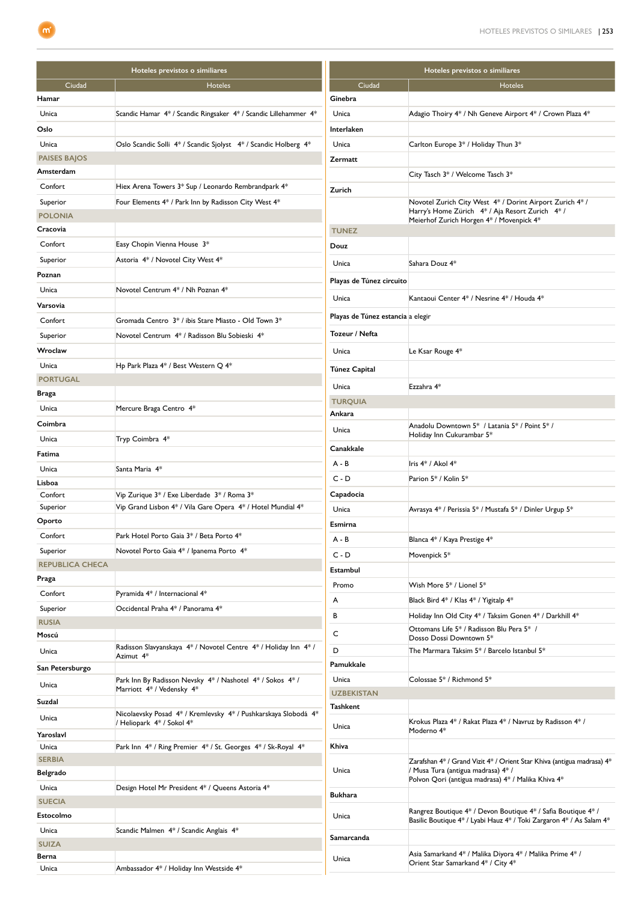| Hoteles previstos o similiares | |
|---|---|
| Ciudad | Hoteles |
| **Hamar** | |
| Unica | Scandic Hamar 4* / Scandic Ringsaker 4* / Scandic Lillehammer 4* |
| **Oslo** | |
| Unica | Oslo Scandic Solli 4* / Scandic Sjolyst 4* / Scandic Holberg 4* |
| PAISES BAJOS | |
| **Amsterdam** | |
| Confort | Hiex Arena Towers 3* Sup / Leonardo Rembrandpark 4* |
| Superior | Four Elements 4* / Park Inn by Radisson City West 4* |
| POLONIA | |
| **Cracovia** | |
| Confort | Easy Chopin Vienna House 3* |
| Superior | Astoria 4* / Novotel City West 4* |
| **Poznan** | |
| Unica | Novotel Centrum 4* / Nh Poznan 4* |
| **Varsovia** | |
| Confort | Gromada Centro 3* / ibis Stare Miasto - Old Town 3* |
| Superior | Novotel Centrum 4* / Radisson Blu Sobieski 4* |
| **Wroclaw** | |
| Unica | Hp Park Plaza 4* / Best Western Q 4* |
| PORTUGAL | |
| **Braga** | |
| Unica | Mercure Braga Centro 4* |
| **Coimbra** | |
| Unica | Tryp Coimbra 4* |
| **Fatima** | |
| Unica | Santa Maria 4* |
| **Lisboa** | |
| Confort | Vip Zurique 3* / Exe Liberdade 3* / Roma 3* |
| Superior | Vip Grand Lisbon 4* / Vila Gare Opera 4* / Hotel Mundial 4* |
| **Oporto** | |
| Confort | Park Hotel Porto Gaia 3* / Beta Porto 4* |
| Superior | Novotel Porto Gaia 4* / Ipanema Porto 4* |
| REPUBLICA CHECA | |
| **Praga** | |
| Confort | Pyramida 4* / Internacional 4* |
| Superior | Occidental Praha 4* / Panorama 4* |
| RUSIA | |
| **Moscú** | |
| Unica | Radisson Slavyanskaya 4* / Novotel Centre 4* / Holiday Inn 4* / Azimut 4* |
| **San Petersburgo** | |
| Unica | Park Inn By Radisson Nevsky 4* / Nashotel 4* / Sokos 4* / Marriott 4* / Vedensky 4* |
| **Suzdal** | |
| Unica | Nicolaevsky Posad 4* / Kremlevsky 4* / Pushkarskaya Slobodá 4* / Heliopark 4* / Sokol 4* |
| **Yaroslavl** | |
| Unica | Park Inn 4* / Ring Premier 4* / St. Georges 4* / Sk-Royal 4* |
| SERBIA | |
| **Belgrado** | |
| Unica | Design Hotel Mr President 4* / Queens Astoria 4* |
| SUECIA | |
| **Estocolmo** | |
| Unica | Scandic Malmen 4* / Scandic Anglais 4* |
| SUIZA | |
| **Berna** | |
| Unica | Ambassador 4* / Holiday Inn Westside 4* |

| Hoteles previstos o similiares | |
|---|---|
| Ciudad | Hoteles |
| **Ginebra** | |
| Unica | Adagio Thoiry 4* / Nh Geneve Airport 4* / Crown Plaza 4* |
| **Interlaken** | |
| Unica | Carlton Europe 3* / Holiday Thun 3* |
| **Zermatt** | |
| | City Tasch 3* / Welcome Tasch 3* |
| **Zurich** | |
| | Novotel Zurich City West 4* / Dorint Airport Zurich 4* / Harry's Home Zürich 4* / Aja Resort Zurich 4* / Meierhof Zurich Horgen 4* / Movenpick 4* |
| TUNEZ | |
| **Douz** | |
| Unica | Sahara Douz 4* |
| **Playas de Túnez circuito** | |
| Unica | Kantaoui Center 4* / Nesrine 4* / Houda 4* |
| **Playas de Túnez estancia** | a elegir |
| **Tozeur / Nefta** | |
| Unica | Le Ksar Rouge 4* |
| **Túnez Capital** | |
| Unica | Ezzahra 4* |
| TURQUIA | |
| **Ankara** | |
| Unica | Anadolu Downtown 5* / Latania 5* / Point 5* / Holiday Inn Cukurambar 5* |
| **Canakkale** | |
| A - B | Iris 4* / Akol 4* |
| C - D | Parion 5* / Kolin 5* |
| **Capadocia** | |
| Unica | Avrasya 4* / Perissia 5* / Mustafa 5* / Dinler Urgup 5* |
| **Esmirna** | |
| A - B | Blanca 4* / Kaya Prestige 4* |
| C - D | Movenpick 5* |
| **Estambul** | |
| Promo | Wish More 5* / Lionel 5* |
| A | Black Bird 4* / Klas 4* / Yigitalp 4* |
| B | Holiday Inn Old City 4* / Taksim Gonen 4* / Darkhill 4* |
| C | Ottomans Life 5* / Radisson Blu Pera 5* / Dosso Dossi Downtown 5* |
| D | The Marmara Taksim 5* / Barcelo Istanbul 5* |
| **Pamukkale** | |
| Unica | Colossae 5* / Richmond 5* |
| UZBEKISTAN | |
| **Tashkent** | |
| Unica | Krokus Plaza 4* / Rakat Plaza 4* / Navruz by Radisson 4* / Moderno 4* |
| **Khiva** | |
| Unica | Zarafshan 4* / Grand Vizit 4* / Orient Star Khiva (antigua madrasa) 4* / Musa Tura (antigua madrasa) 4* / Polvon Qori (antigua madrasa) 4* / Malika Khiva 4* |
| **Bukhara** | |
| Unica | Rangrez Boutique 4* / Devon Boutique 4* / Safia Boutique 4* / Basilic Boutique 4* / Lyabi Hauz 4* / Toki Zargaron 4* / As Salam 4* |
| **Samarcanda** | |
| Unica | Asia Samarkand 4* / Malika Diyora 4* / Malika Prime 4* / Orient Star Samarkand 4* / City 4* |